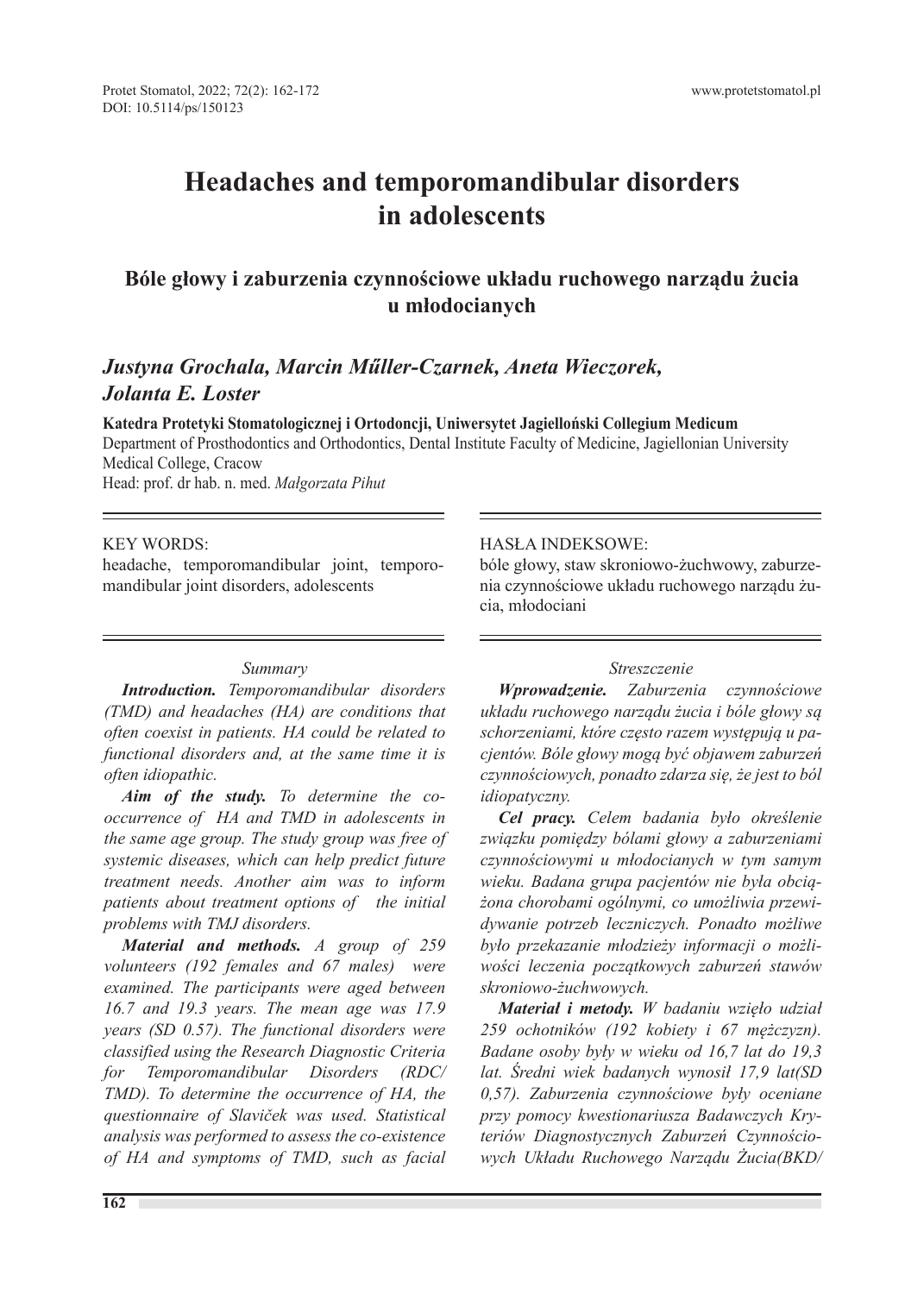# Headaches and temporomandibular disorders in adolescents

## Bóle głowy i zaburzenia czynnościowe układu ruchowego narządu żucia u młodocianych

***Justyna Grochala, Marcin Műller-Czarnek, Aneta Wieczorek, Jolanta E. Loster***

**Katedra Protetyki Stomatologicznej i Ortodoncji, Uniwersytet Jagielloński Collegium Medicum**
Department of Prosthodontics and Orthodontics, Dental Institute Faculty of Medicine, Jagiellonian University Medical College, Cracow
Head: prof. dr hab. n. med. *Małgorzata Pihut*

KEY WORDS:
headache, temporomandibular joint, temporomandibular joint disorders, adolescents

*Summary*

***Introduction.*** *Temporomandibular disorders (TMD) and headaches (HA) are conditions that often coexist in patients. HA could be related to functional disorders and, at the same time it is often idiopathic.*

***Aim of the study.*** *To determine the co-occurrence of HA and TMD in adolescents in the same age group. The study group was free of systemic diseases, which can help predict future treatment needs. Another aim was to inform patients about treatment options of the initial problems with TMJ disorders.*

***Material and methods.*** *A group of 259 volunteers (192 females and 67 males) were examined. The participants were aged between 16.7 and 19.3 years. The mean age was 17.9 years (SD 0.57). The functional disorders were classified using the Research Diagnostic Criteria for Temporomandibular Disorders (RDC/TMD). To determine the occurrence of HA, the questionnaire of Slaviček was used. Statistical analysis was performed to assess the co-existence of HA and symptoms of TMD, such as facial*

HASŁA INDEKSOWE:
bóle głowy, staw skroniowo-żuchwowy, zaburzenia czynnościowe układu ruchowego narządu żucia, młodociani

*Streszczenie*

***Wprowadzenie.*** *Zaburzenia czynnościowe układu ruchowego narządu żucia i bóle głowy są schorzeniami, które często razem występują u pacjentów. Bóle głowy mogą być objawem zaburzeń czynnościowych, ponadto zdarza się, że jest to ból idiopatyczny.*

***Cel pracy.*** *Celem badania było określenie związku pomiędzy bólami głowy a zaburzeniami czynnościowymi u młodocianych w tym samym wieku. Badana grupa pacjentów nie była obciążona chorobami ogólnymi, co umożliwia przewidywanie potrzeb leczniczych. Ponadto możliwe było przekazanie młodzieży informacji o możliwości leczenia początkowych zaburzeń stawów skroniowo-żuchwowych.*

***Materiał i metody.*** *W badaniu wzięło udział 259 ochotników (192 kobiety i 67 mężczyzn). Badane osoby były w wieku od 16,7 lat do 19,3 lat. Średni wiek badanych wynosił 17,9 lat(SD 0,57). Zaburzenia czynnościowe były oceniane przy pomocy kwestionariusza Badawczych Kryteriów Diagnostycznych Zaburzeń Czynnościowych Układu Ruchowego Narządu Żucia(BKD/*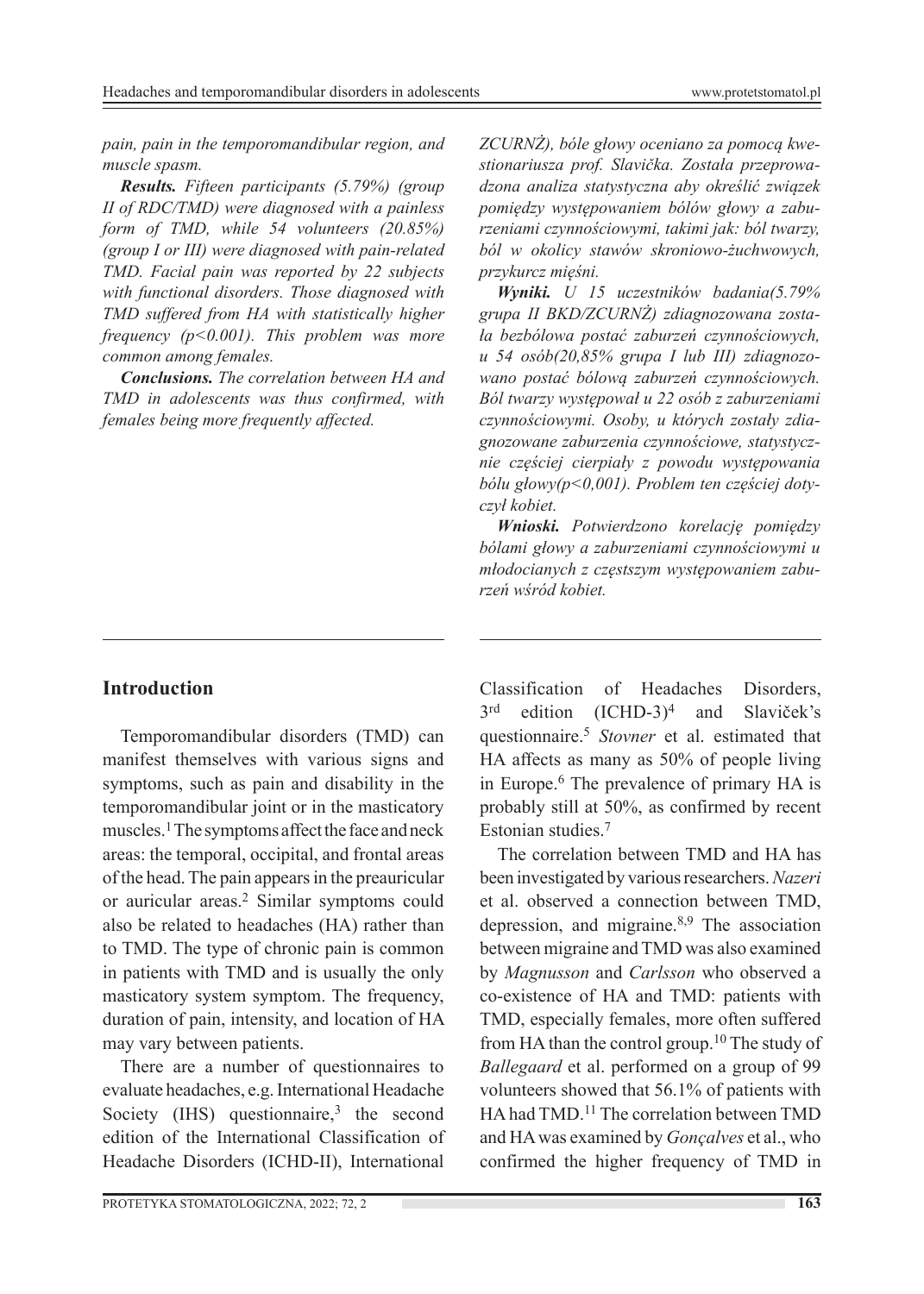*pain, pain in the temporomandibular region, and muscle spasm.*

***Results.*** *Fifteen participants (5.79%) (group II of RDC/TMD) were diagnosed with a painless form of TMD, while 54 volunteers (20.85%) (group I or III) were diagnosed with pain-related TMD. Facial pain was reported by 22 subjects with functional disorders. Those diagnosed with TMD suffered from HA with statistically higher frequency (p<0.001). This problem was more common among females.*

***Conclusions.*** *The correlation between HA and TMD in adolescents was thus confirmed, with females being more frequently affected.*

*ZCURNŻ), bóle głowy oceniano za pomocą kwestionariusza prof. Slavička. Została przeprowadzona analiza statystyczna aby określić związek pomiędzy występowaniem bólów głowy a zaburzeniami czynnościowymi, takimi jak: ból twarzy, ból w okolicy stawów skroniowo-żuchwowych, przykurcz mięśni.*

***Wyniki.*** *U 15 uczestników badania(5.79% grupa II BKD/ZCURNŻ) zdiagnozowana została bezbólowa postać zaburzeń czynnościowych, u 54 osób(20,85% grupa I lub III) zdiagnozowano postać bólową zaburzeń czynnościowych. Ból twarzy występował u 22 osób z zaburzeniami czynnościowymi. Osoby, u których zostały zdiagnozowane zaburzenia czynnościowe, statystycznie częściej cierpiały z powodu występowania bólu głowy(p<0,001). Problem ten częściej dotyczył kobiet.*

***Wnioski.*** *Potwierdzono korelację pomiędzy bólami głowy a zaburzeniami czynnościowymi u młodocianych z częstszym występowaniem zaburzeń wśród kobiet.*

## Introduction

Temporomandibular disorders (TMD) can manifest themselves with various signs and symptoms, such as pain and disability in the temporomandibular joint or in the masticatory muscles.[1] The symptoms affect the face and neck areas: the temporal, occipital, and frontal areas of the head. The pain appears in the preauricular or auricular areas.[2] Similar symptoms could also be related to headaches (HA) rather than to TMD. The type of chronic pain is common in patients with TMD and is usually the only masticatory system symptom. The frequency, duration of pain, intensity, and location of HA may vary between patients.

There are a number of questionnaires to evaluate headaches, e.g. International Headache Society (IHS) questionnaire,[3] the second edition of the International Classification of Headache Disorders (ICHD-II), International Classification of Headaches Disorders, 3rd edition (ICHD-3)[4] and Slaviček's questionnaire.[5] *Stovner* et al. estimated that HA affects as many as 50% of people living in Europe.[6] The prevalence of primary HA is probably still at 50%, as confirmed by recent Estonian studies.[7]

The correlation between TMD and HA has been investigated by various researchers. *Nazeri* et al. observed a connection between TMD, depression, and migraine.[8,9] The association between migraine and TMD was also examined by *Magnusson* and *Carlsson* who observed a co-existence of HA and TMD: patients with TMD, especially females, more often suffered from HA than the control group.[10] The study of *Ballegaard* et al. performed on a group of 99 volunteers showed that 56.1% of patients with HA had TMD.[11] The correlation between TMD and HA was examined by *Gonçalves* et al., who confirmed the higher frequency of TMD in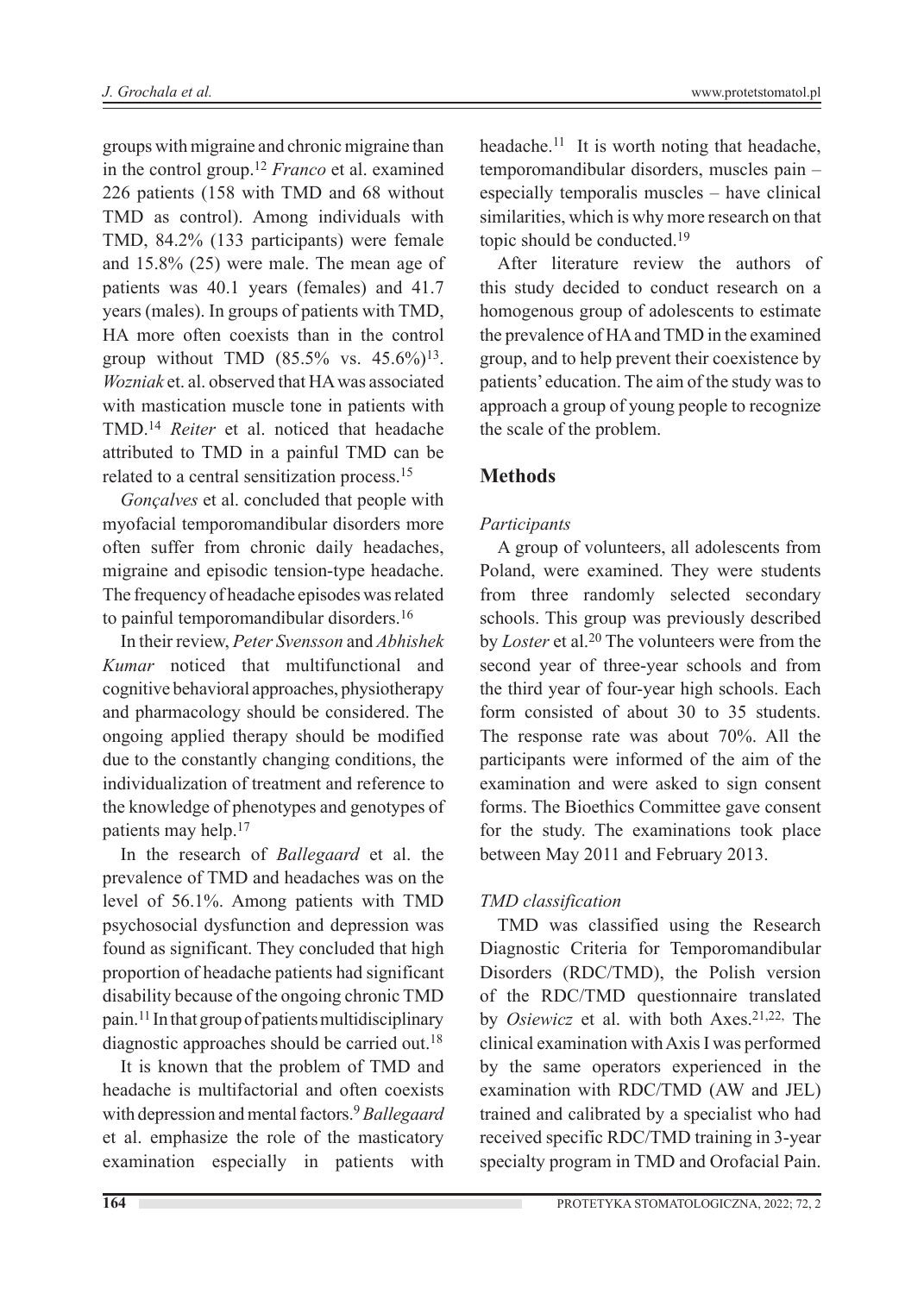groups with migraine and chronic migraine than in the control group.[12] *Franco* et al. examined 226 patients (158 with TMD and 68 without TMD as control). Among individuals with TMD, 84.2% (133 participants) were female and 15.8% (25) were male. The mean age of patients was 40.1 years (females) and 41.7 years (males). In groups of patients with TMD, HA more often coexists than in the control group without TMD (85.5% vs. 45.6%)[13]. *Wozniak* et. al. observed that HA was associated with mastication muscle tone in patients with TMD.[14] *Reiter* et al. noticed that headache attributed to TMD in a painful TMD can be related to a central sensitization process.[15]

*Gonçalves* et al. concluded that people with myofacial temporomandibular disorders more often suffer from chronic daily headaches, migraine and episodic tension-type headache. The frequency of headache episodes was related to painful temporomandibular disorders.[16]

In their review, *Peter Svensson* and *Abhishek Kumar* noticed that multifunctional and cognitive behavioral approaches, physiotherapy and pharmacology should be considered. The ongoing applied therapy should be modified due to the constantly changing conditions, the individualization of treatment and reference to the knowledge of phenotypes and genotypes of patients may help.[17]

In the research of *Ballegaard* et al. the prevalence of TMD and headaches was on the level of 56.1%. Among patients with TMD psychosocial dysfunction and depression was found as significant. They concluded that high proportion of headache patients had significant disability because of the ongoing chronic TMD pain.[11] In that group of patients multidisciplinary diagnostic approaches should be carried out.[18]

It is known that the problem of TMD and headache is multifactorial and often coexists with depression and mental factors.[9] *Ballegaard* et al. emphasize the role of the masticatory examination especially in patients with headache.[11] It is worth noting that headache, temporomandibular disorders, muscles pain – especially temporalis muscles – have clinical similarities, which is why more research on that topic should be conducted.[19]

After literature review the authors of this study decided to conduct research on a homogenous group of adolescents to estimate the prevalence of HA and TMD in the examined group, and to help prevent their coexistence by patients' education. The aim of the study was to approach a group of young people to recognize the scale of the problem.

## Methods

### *Participants*

A group of volunteers, all adolescents from Poland, were examined. They were students from three randomly selected secondary schools. This group was previously described by *Loster* et al.[20] The volunteers were from the second year of three-year schools and from the third year of four-year high schools. Each form consisted of about 30 to 35 students. The response rate was about 70%. All the participants were informed of the aim of the examination and were asked to sign consent forms. The Bioethics Committee gave consent for the study. The examinations took place between May 2011 and February 2013.

### *TMD classification*

TMD was classified using the Research Diagnostic Criteria for Temporomandibular Disorders (RDC/TMD), the Polish version of the RDC/TMD questionnaire translated by *Osiewicz* et al. with both Axes.[21,22] The clinical examination with Axis I was performed by the same operators experienced in the examination with RDC/TMD (AW and JEL) trained and calibrated by a specialist who had received specific RDC/TMD training in 3-year specialty program in TMD and Orofacial Pain.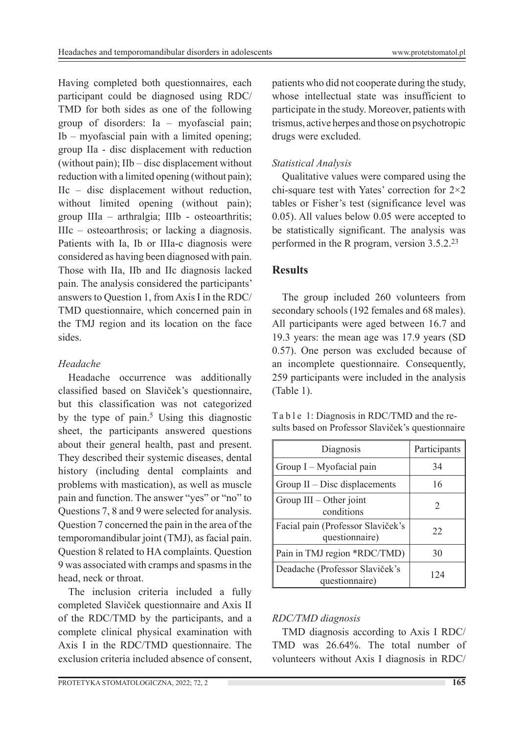Having completed both questionnaires, each participant could be diagnosed using RDC/TMD for both sides as one of the following group of disorders: Ia – myofascial pain; Ib – myofascial pain with a limited opening; group IIa - disc displacement with reduction (without pain); IIb – disc displacement without reduction with a limited opening (without pain); IIc – disc displacement without reduction, without limited opening (without pain); group IIIa – arthralgia; IIIb - osteoarthritis; IIIc – osteoarthrosis; or lacking a diagnosis. Patients with Ia, Ib or IIIa-c diagnosis were considered as having been diagnosed with pain. Those with IIa, IIb and IIc diagnosis lacked pain. The analysis considered the participants' answers to Question 1, from Axis I in the RDC/TMD questionnaire, which concerned pain in the TMJ region and its location on the face sides.

### *Headache*

Headache occurrence was additionally classified based on Slaviček's questionnaire, but this classification was not categorized by the type of pain.[5] Using this diagnostic sheet, the participants answered questions about their general health, past and present. They described their systemic diseases, dental history (including dental complaints and problems with mastication), as well as muscle pain and function. The answer "yes" or "no" to Questions 7, 8 and 9 were selected for analysis. Question 7 concerned the pain in the area of the temporomandibular joint (TMJ), as facial pain. Question 8 related to HA complaints. Question 9 was associated with cramps and spasms in the head, neck or throat.

The inclusion criteria included a fully completed Slaviček questionnaire and Axis II of the RDC/TMD by the participants, and a complete clinical physical examination with Axis I in the RDC/TMD questionnaire. The exclusion criteria included absence of consent, patients who did not cooperate during the study, whose intellectual state was insufficient to participate in the study. Moreover, patients with trismus, active herpes and those on psychotropic drugs were excluded.

### *Statistical Analysis*

Qualitative values were compared using the chi-square test with Yates' correction for 2×2 tables or Fisher's test (significance level was 0.05). All values below 0.05 were accepted to be statistically significant. The analysis was performed in the R program, version 3.5.2.[23]

## Results

The group included 260 volunteers from secondary schools (192 females and 68 males). All participants were aged between 16.7 and 19.3 years: the mean age was 17.9 years (SD 0.57). One person was excluded because of an incomplete questionnaire. Consequently, 259 participants were included in the analysis (Table 1).

Table 1: Diagnosis in RDC/TMD and the results based on Professor Slaviček's questionnaire

| Diagnosis | Participants |
|---|---|
| Group I – Myofacial pain | 34 |
| Group II – Disc displacements | 16 |
| Group III – Other joint conditions | 2 |
| Facial pain (Professor Slaviček's questionnaire) | 22 |
| Pain in TMJ region *RDC/TMD) | 30 |
| Deadache (Professor Slaviček's questionnaire) | 124 |

### *RDC/TMD diagnosis*

TMD diagnosis according to Axis I RDC/TMD was 26.64%. The total number of volunteers without Axis I diagnosis in RDC/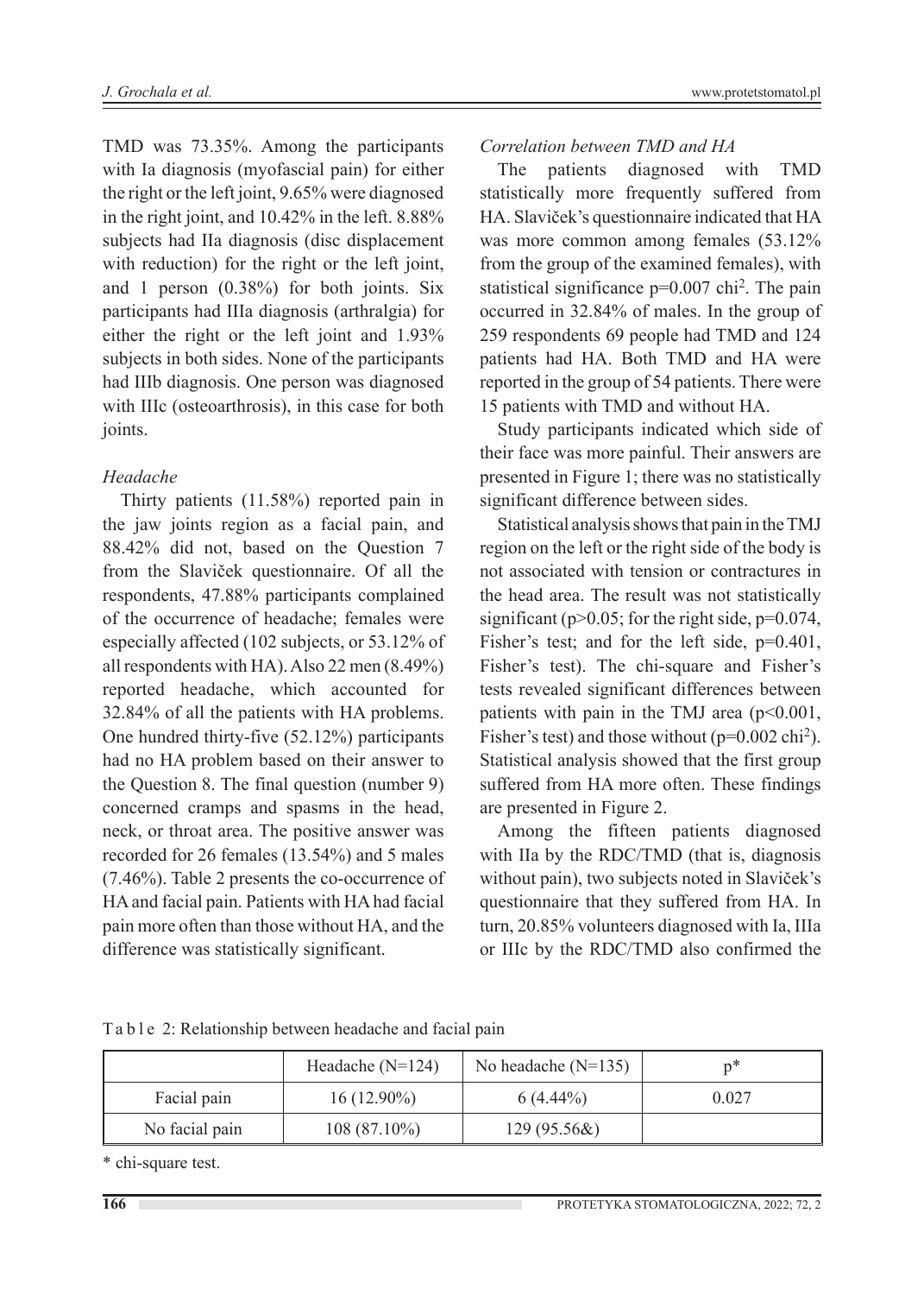TMD was 73.35%. Among the participants with Ia diagnosis (myofascial pain) for either the right or the left joint, 9.65% were diagnosed in the right joint, and 10.42% in the left. 8.88% subjects had IIa diagnosis (disc displacement with reduction) for the right or the left joint, and 1 person (0.38%) for both joints. Six participants had IIIa diagnosis (arthralgia) for either the right or the left joint and 1.93% subjects in both sides. None of the participants had IIIb diagnosis. One person was diagnosed with IIIc (osteoarthrosis), in this case for both joints.

### *Headache*

Thirty patients (11.58%) reported pain in the jaw joints region as a facial pain, and 88.42% did not, based on the Question 7 from the Slaviček questionnaire. Of all the respondents, 47.88% participants complained of the occurrence of headache; females were especially affected (102 subjects, or 53.12% of all respondents with HA). Also 22 men (8.49%) reported headache, which accounted for 32.84% of all the patients with HA problems. One hundred thirty-five (52.12%) participants had no HA problem based on their answer to the Question 8. The final question (number 9) concerned cramps and spasms in the head, neck, or throat area. The positive answer was recorded for 26 females (13.54%) and 5 males (7.46%). Table 2 presents the co-occurrence of HA and facial pain. Patients with HA had facial pain more often than those without HA, and the difference was statistically significant.

### *Correlation between TMD and HA*

The patients diagnosed with TMD statistically more frequently suffered from HA. Slaviček's questionnaire indicated that HA was more common among females (53.12% from the group of the examined females), with statistical significance p=0.007 chi$^2$. The pain occurred in 32.84% of males. In the group of 259 respondents 69 people had TMD and 124 patients had HA. Both TMD and HA were reported in the group of 54 patients. There were 15 patients with TMD and without HA.

Study participants indicated which side of their face was more painful. Their answers are presented in Figure 1; there was no statistically significant difference between sides.

Statistical analysis shows that pain in the TMJ region on the left or the right side of the body is not associated with tension or contractures in the head area. The result was not statistically significant (p>0.05; for the right side, p=0.074, Fisher's test; and for the left side, p=0.401, Fisher's test). The chi-square and Fisher's tests revealed significant differences between patients with pain in the TMJ area (p<0.001, Fisher's test) and those without (p=0.002 chi$^2$). Statistical analysis showed that the first group suffered from HA more often. These findings are presented in Figure 2.

Among the fifteen patients diagnosed with IIa by the RDC/TMD (that is, diagnosis without pain), two subjects noted in Slaviček's questionnaire that they suffered from HA. In turn, 20.85% volunteers diagnosed with Ia, IIIa or IIIc by the RDC/TMD also confirmed the

Table 2: Relationship between headache and facial pain

| | Headache (N=124) | No headache (N=135) | p* |
|---|---|---|---|
| Facial pain | 16 (12.90%) | 6 (4.44%) | 0.027 |
| No facial pain | 108 (87.10%) | 129 (95.56&) | |

\* chi-square test.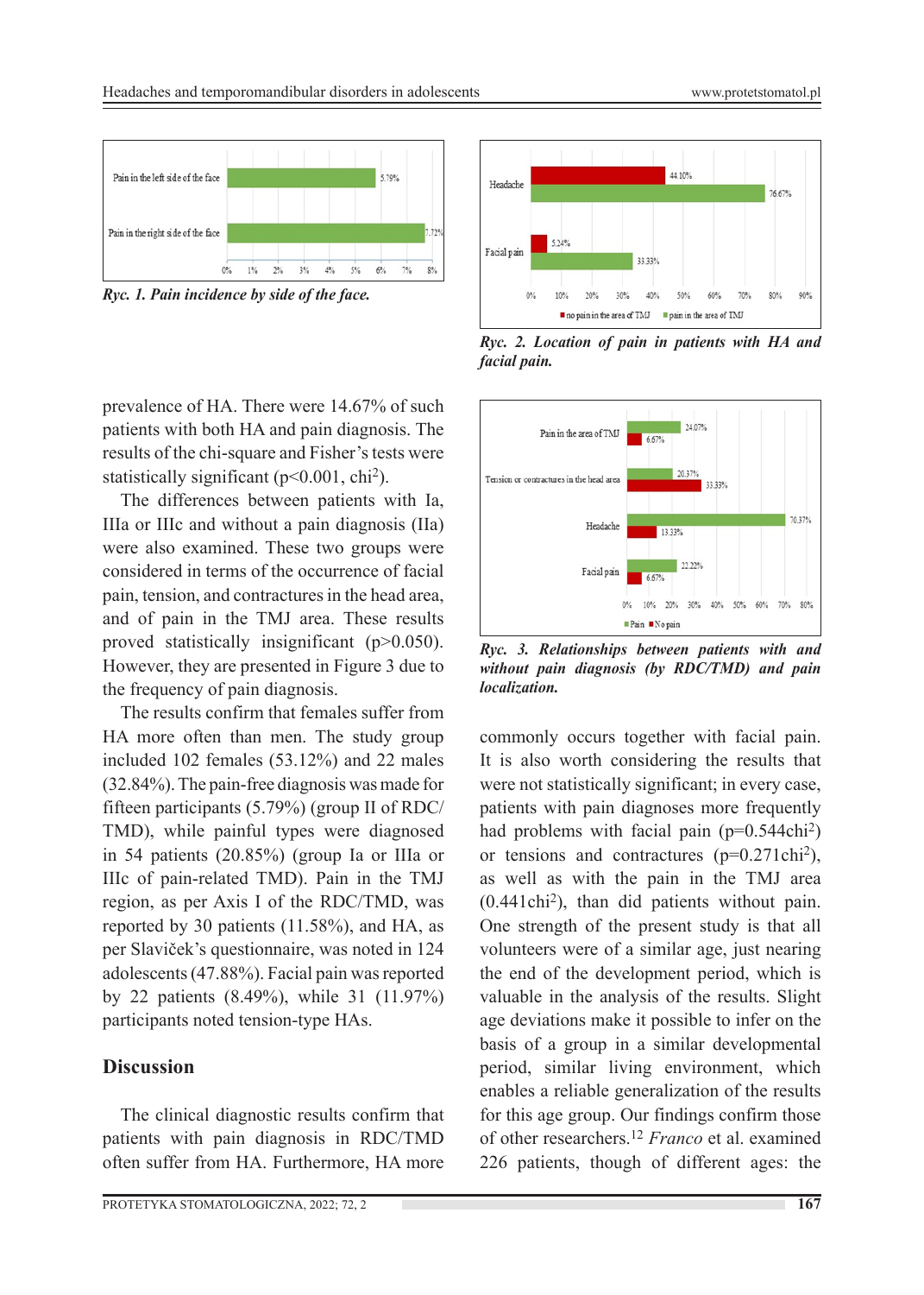Ryc. 1. *Pain incidence by side of the face.*

Ryc. 2. *Location of pain in patients with HA and facial pain.*

prevalence of HA. There were 14.67% of such patients with both HA and pain diagnosis. The results of the chi-square and Fisher's tests were statistically significant ($p<0.001$, $chi^2$).

The differences between patients with Ia, IIIa or IIIc and without a pain diagnosis (IIa) were also examined. These two groups were considered in terms of the occurrence of facial pain, tension, and contractures in the head area, and of pain in the TMJ area. These results proved statistically insignificant ($p>0.050$). However, they are presented in Figure 3 due to the frequency of pain diagnosis.

The results confirm that females suffer from HA more often than men. The study group included 102 females (53.12%) and 22 males (32.84%). The pain-free diagnosis was made for fifteen participants (5.79%) (group II of RDC/TMD), while painful types were diagnosed in 54 patients (20.85%) (group Ia or IIIa or IIIc of pain-related TMD). Pain in the TMJ region, as per Axis I of the RDC/TMD, was reported by 30 patients (11.58%), and HA, as per Slaviček's questionnaire, was noted in 124 adolescents (47.88%). Facial pain was reported by 22 patients (8.49%), while 31 (11.97%) participants noted tension-type HAs.

Ryc. 3. *Relationships between patients with and without pain diagnosis (by RDC/TMD) and pain localization.*

## Discussion

The clinical diagnostic results confirm that patients with pain diagnosis in RDC/TMD often suffer from HA. Furthermore, HA more commonly occurs together with facial pain. It is also worth considering the results that were not statistically significant; in every case, patients with pain diagnoses more frequently had problems with facial pain ($p=0.544chi^2$) or tensions and contractures ($p=0.271chi^2$), as well as with the pain in the TMJ area ($0.441chi^2$), than did patients without pain. One strength of the present study is that all volunteers were of a similar age, just nearing the end of the development period, which is valuable in the analysis of the results. Slight age deviations make it possible to infer on the basis of a group in a similar developmental period, similar living environment, which enables a reliable generalization of the results for this age group. Our findings confirm those of other researchers.[12] *Franco* et al. examined 226 patients, though of different ages: the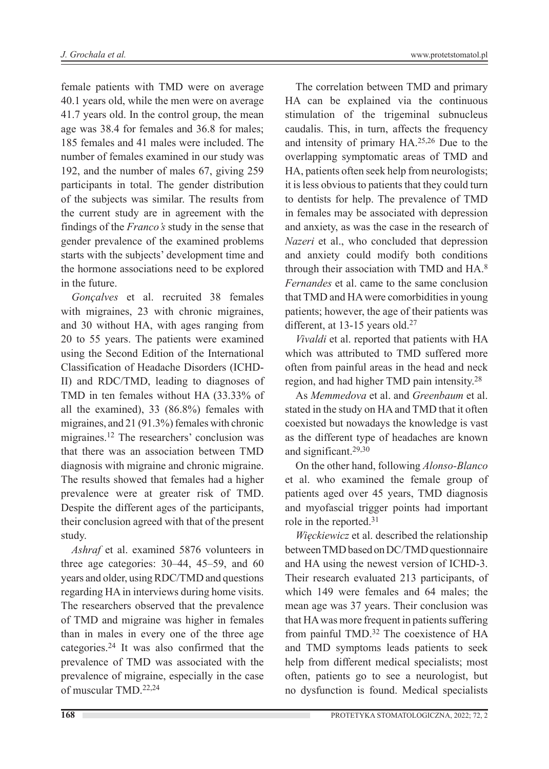female patients with TMD were on average 40.1 years old, while the men were on average 41.7 years old. In the control group, the mean age was 38.4 for females and 36.8 for males; 185 females and 41 males were included. The number of females examined in our study was 192, and the number of males 67, giving 259 participants in total. The gender distribution of the subjects was similar. The results from the current study are in agreement with the findings of the *Franco's* study in the sense that gender prevalence of the examined problems starts with the subjects' development time and the hormone associations need to be explored in the future.

*Gonçalves* et al. recruited 38 females with migraines, 23 with chronic migraines, and 30 without HA, with ages ranging from 20 to 55 years. The patients were examined using the Second Edition of the International Classification of Headache Disorders (ICHD-II) and RDC/TMD, leading to diagnoses of TMD in ten females without HA (33.33% of all the examined), 33 (86.8%) females with migraines, and 21 (91.3%) females with chronic migraines.[12] The researchers' conclusion was that there was an association between TMD diagnosis with migraine and chronic migraine. The results showed that females had a higher prevalence were at greater risk of TMD. Despite the different ages of the participants, their conclusion agreed with that of the present study.

*Ashraf* et al. examined 5876 volunteers in three age categories: 30–44, 45–59, and 60 years and older, using RDC/TMD and questions regarding HA in interviews during home visits. The researchers observed that the prevalence of TMD and migraine was higher in females than in males in every one of the three age categories.[24] It was also confirmed that the prevalence of TMD was associated with the prevalence of migraine, especially in the case of muscular TMD.[22,24]

The correlation between TMD and primary HA can be explained via the continuous stimulation of the trigeminal subnucleus caudalis. This, in turn, affects the frequency and intensity of primary HA.[25,26] Due to the overlapping symptomatic areas of TMD and HA, patients often seek help from neurologists; it is less obvious to patients that they could turn to dentists for help. The prevalence of TMD in females may be associated with depression and anxiety, as was the case in the research of *Nazeri* et al., who concluded that depression and anxiety could modify both conditions through their association with TMD and HA.[8] *Fernandes* et al. came to the same conclusion that TMD and HA were comorbidities in young patients; however, the age of their patients was different, at 13-15 years old.[27]

*Vivaldi* et al. reported that patients with HA which was attributed to TMD suffered more often from painful areas in the head and neck region, and had higher TMD pain intensity.[28]

As *Memmedova* et al. and *Greenbaum* et al. stated in the study on HA and TMD that it often coexisted but nowadays the knowledge is vast as the different type of headaches are known and significant.[29,30]

On the other hand, following *Alonso-Blanco* et al. who examined the female group of patients aged over 45 years, TMD diagnosis and myofascial trigger points had important role in the reported.[31]

*Więckiewicz* et al. described the relationship between TMD based on DC/TMD questionnaire and HA using the newest version of ICHD-3. Their research evaluated 213 participants, of which 149 were females and 64 males; the mean age was 37 years. Their conclusion was that HA was more frequent in patients suffering from painful TMD.[32] The coexistence of HA and TMD symptoms leads patients to seek help from different medical specialists; most often, patients go to see a neurologist, but no dysfunction is found. Medical specialists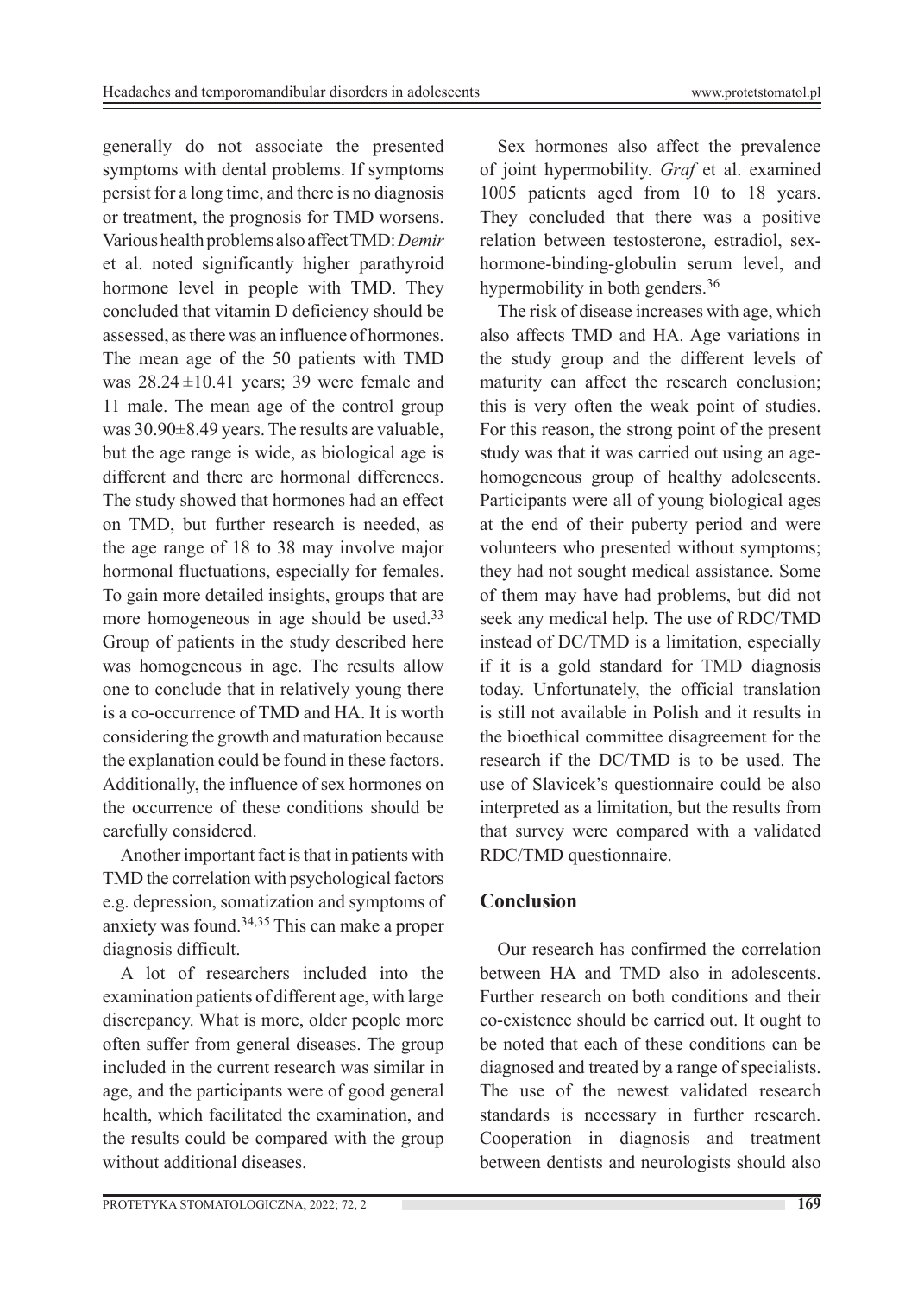generally do not associate the presented symptoms with dental problems. If symptoms persist for a long time, and there is no diagnosis or treatment, the prognosis for TMD worsens. Various health problems also affect TMD: *Demir* et al. noted significantly higher parathyroid hormone level in people with TMD. They concluded that vitamin D deficiency should be assessed, as there was an influence of hormones. The mean age of the 50 patients with TMD was 28.24 ±10.41 years; 39 were female and 11 male. The mean age of the control group was 30.90±8.49 years. The results are valuable, but the age range is wide, as biological age is different and there are hormonal differences. The study showed that hormones had an effect on TMD, but further research is needed, as the age range of 18 to 38 may involve major hormonal fluctuations, especially for females. To gain more detailed insights, groups that are more homogeneous in age should be used.[33] Group of patients in the study described here was homogeneous in age. The results allow one to conclude that in relatively young there is a co-occurrence of TMD and HA. It is worth considering the growth and maturation because the explanation could be found in these factors. Additionally, the influence of sex hormones on the occurrence of these conditions should be carefully considered.

Another important fact is that in patients with TMD the correlation with psychological factors e.g. depression, somatization and symptoms of anxiety was found.[34,35] This can make a proper diagnosis difficult.

A lot of researchers included into the examination patients of different age, with large discrepancy. What is more, older people more often suffer from general diseases. The group included in the current research was similar in age, and the participants were of good general health, which facilitated the examination, and the results could be compared with the group without additional diseases.

Sex hormones also affect the prevalence of joint hypermobility. *Graf* et al. examined 1005 patients aged from 10 to 18 years. They concluded that there was a positive relation between testosterone, estradiol, sex-hormone-binding-globulin serum level, and hypermobility in both genders.[36]

The risk of disease increases with age, which also affects TMD and HA. Age variations in the study group and the different levels of maturity can affect the research conclusion; this is very often the weak point of studies. For this reason, the strong point of the present study was that it was carried out using an age-homogeneous group of healthy adolescents. Participants were all of young biological ages at the end of their puberty period and were volunteers who presented without symptoms; they had not sought medical assistance. Some of them may have had problems, but did not seek any medical help. The use of RDC/TMD instead of DC/TMD is a limitation, especially if it is a gold standard for TMD diagnosis today. Unfortunately, the official translation is still not available in Polish and it results in the bioethical committee disagreement for the research if the DC/TMD is to be used. The use of Slavicek's questionnaire could be also interpreted as a limitation, but the results from that survey were compared with a validated RDC/TMD questionnaire.

## Conclusion

Our research has confirmed the correlation between HA and TMD also in adolescents. Further research on both conditions and their co-existence should be carried out. It ought to be noted that each of these conditions can be diagnosed and treated by a range of specialists. The use of the newest validated research standards is necessary in further research. Cooperation in diagnosis and treatment between dentists and neurologists should also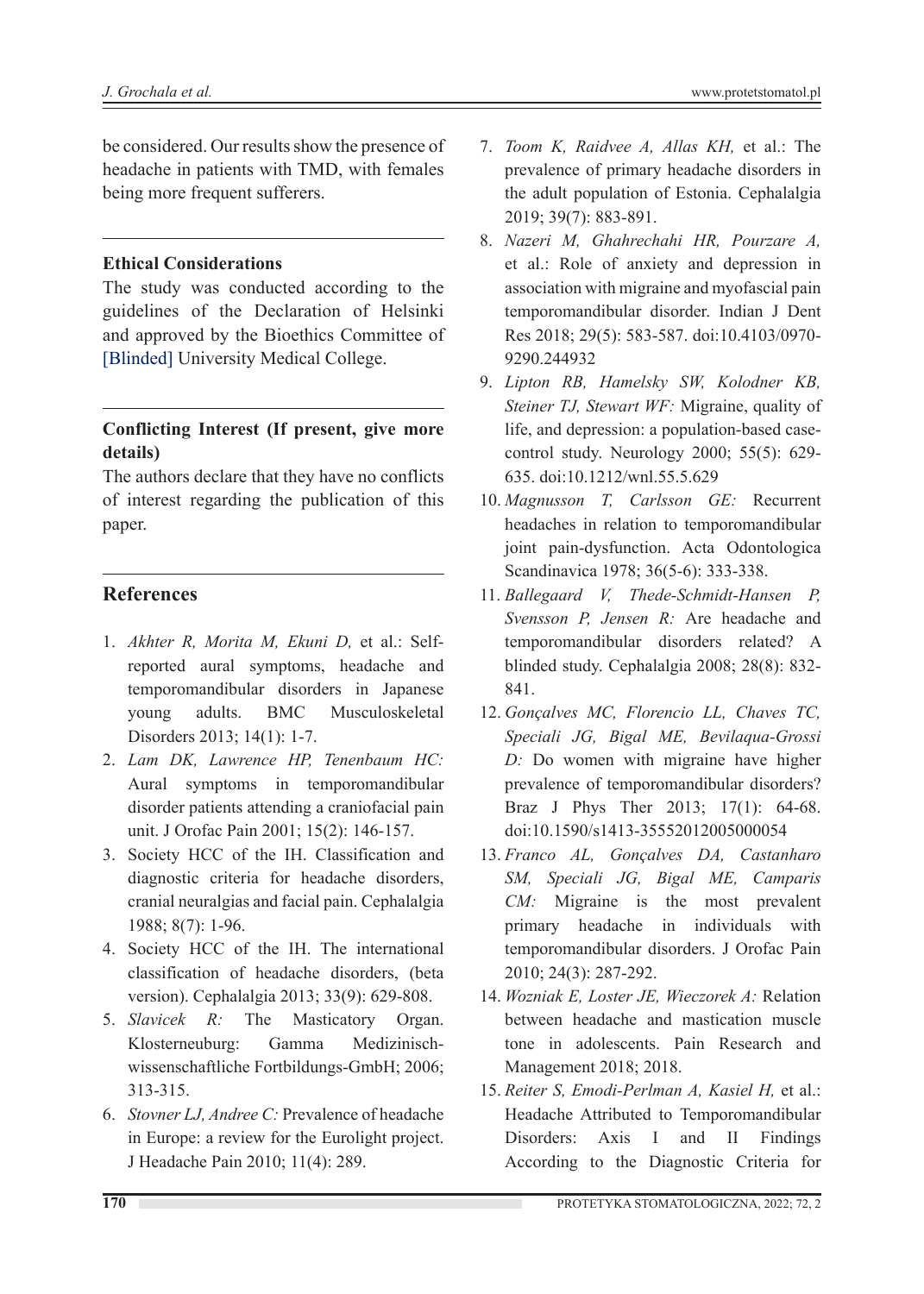be considered. Our results show the presence of headache in patients with TMD, with females being more frequent sufferers.

## Ethical Considerations

The study was conducted according to the guidelines of the Declaration of Helsinki and approved by the Bioethics Committee of [Blinded] University Medical College.

## Conflicting Interest (If present, give more details)

The authors declare that they have no conflicts of interest regarding the publication of this paper.

## References

1. *Akhter R, Morita M, Ekuni D,* et al.: Self-reported aural symptoms, headache and temporomandibular disorders in Japanese young adults. BMC Musculoskeletal Disorders 2013; 14(1): 1-7.
2. *Lam DK, Lawrence HP, Tenenbaum HC:* Aural symptoms in temporomandibular disorder patients attending a craniofacial pain unit. J Orofac Pain 2001; 15(2): 146-157.
3. Society HCC of the IH. Classification and diagnostic criteria for headache disorders, cranial neuralgias and facial pain. Cephalalgia 1988; 8(7): 1-96.
4. Society HCC of the IH. The international classification of headache disorders, (beta version). Cephalalgia 2013; 33(9): 629-808.
5. *Slavicek R:* The Masticatory Organ. Klosterneuburg: Gamma Medizinisch-wissenschaftliche Fortbildungs-GmbH; 2006; 313-315.
6. *Stovner LJ, Andree C:* Prevalence of headache in Europe: a review for the Eurolight project. J Headache Pain 2010; 11(4): 289.
7. *Toom K, Raidvee A, Allas KH,* et al.: The prevalence of primary headache disorders in the adult population of Estonia. Cephalalgia 2019; 39(7): 883-891.
8. *Nazeri M, Ghahrechahi HR, Pourzare A,* et al.: Role of anxiety and depression in association with migraine and myofascial pain temporomandibular disorder. Indian J Dent Res 2018; 29(5): 583-587. doi:10.4103/0970-9290.244932
9. *Lipton RB, Hamelsky SW, Kolodner KB, Steiner TJ, Stewart WF:* Migraine, quality of life, and depression: a population-based case-control study. Neurology 2000; 55(5): 629-635. doi:10.1212/wnl.55.5.629
10. *Magnusson T, Carlsson GE:* Recurrent headaches in relation to temporomandibular joint pain-dysfunction. Acta Odontologica Scandinavica 1978; 36(5-6): 333-338.
11. *Ballegaard V, Thede-Schmidt-Hansen P, Svensson P, Jensen R:* Are headache and temporomandibular disorders related? A blinded study. Cephalalgia 2008; 28(8): 832-841.
12. *Gonçalves MC, Florencio LL, Chaves TC, Speciali JG, Bigal ME, Bevilaqua-Grossi D:* Do women with migraine have higher prevalence of temporomandibular disorders? Braz J Phys Ther 2013; 17(1): 64-68. doi:10.1590/s1413-35552012005000054
13. *Franco AL, Gonçalves DA, Castanharo SM, Speciali JG, Bigal ME, Camparis CM:* Migraine is the most prevalent primary headache in individuals with temporomandibular disorders. J Orofac Pain 2010; 24(3): 287-292.
14. *Wozniak E, Loster JE, Wieczorek A:* Relation between headache and mastication muscle tone in adolescents. Pain Research and Management 2018; 2018.
15. *Reiter S, Emodi-Perlman A, Kasiel H,* et al.: Headache Attributed to Temporomandibular Disorders: Axis I and II Findings According to the Diagnostic Criteria for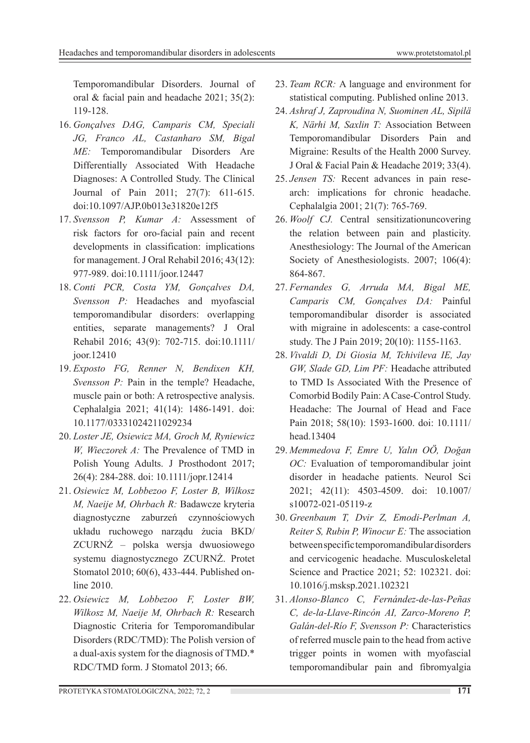Temporomandibular Disorders. Journal of oral & facial pain and headache 2021; 35(2): 119-128.

16. *Gonçalves DAG, Camparis CM, Speciali JG, Franco AL, Castanharo SM, Bigal ME:* Temporomandibular Disorders Are Differentially Associated With Headache Diagnoses: A Controlled Study. The Clinical Journal of Pain 2011; 27(7): 611-615. doi:10.1097/AJP.0b013e31820e12f5
17. *Svensson P, Kumar A:* Assessment of risk factors for oro-facial pain and recent developments in classification: implications for management. J Oral Rehabil 2016; 43(12): 977-989. doi:10.1111/joor.12447
18. *Conti PCR, Costa YM, Gonçalves DA, Svensson P:* Headaches and myofascial temporomandibular disorders: overlapping entities, separate managements? J Oral Rehabil 2016; 43(9): 702-715. doi:10.1111/joor.12410
19. *Exposto FG, Renner N, Bendixen KH, Svensson P:* Pain in the temple? Headache, muscle pain or both: A retrospective analysis. Cephalalgia 2021; 41(14): 1486-1491. doi: 10.1177/03331024211029234
20. *Loster JE, Osiewicz MA, Groch M, Ryniewicz W, Wieczorek A:* The Prevalence of TMD in Polish Young Adults. J Prosthodont 2017; 26(4): 284-288. doi: 10.1111/jopr.12414
21. *Osiewicz M, Lobbezoo F, Loster B, Wilkosz M, Naeije M, Ohrbach R:* Badawcze kryteria diagnostyczne zaburzeń czynnościowych układu ruchowego narządu żucia BKD/ZCURNŻ – polska wersja dwuosiowego systemu diagnostycznego ZCURNŻ. Protet Stomatol 2010; 60(6), 433-444. Published online 2010.
22. *Osiewicz M, Lobbezoo F, Loster BW, Wilkosz M, Naeije M, Ohrbach R:* Research Diagnostic Criteria for Temporomandibular Disorders (RDC/TMD): The Polish version of a dual-axis system for the diagnosis of TMD.* RDC/TMD form. J Stomatol 2013; 66.
23. *Team RCR:* A language and environment for statistical computing. Published online 2013.
24. *Ashraf J, Zaproudina N, Suominen AL, Sipilä K, Närhi M, Saxlin T:* Association Between Temporomandibular Disorders Pain and Migraine: Results of the Health 2000 Survey. J Oral & Facial Pain & Headache 2019; 33(4).
25. *Jensen TS:* Recent advances in pain research: implications for chronic headache. Cephalalgia 2001; 21(7): 765-769.
26. *Woolf CJ.* Central sensitizationuncovering the relation between pain and plasticity. Anesthesiology: The Journal of the American Society of Anesthesiologists. 2007; 106(4): 864-867.
27. *Fernandes G, Arruda MA, Bigal ME, Camparis CM, Gonçalves DA:* Painful temporomandibular disorder is associated with migraine in adolescents: a case-control study. The J Pain 2019; 20(10): 1155-1163.
28. *Vivaldi D, Di Giosia M, Tchivileva IE, Jay GW, Slade GD, Lim PF:* Headache attributed to TMD Is Associated With the Presence of Comorbid Bodily Pain: A Case-Control Study. Headache: The Journal of Head and Face Pain 2018; 58(10): 1593-1600. doi: 10.1111/head.13404
29. *Memmedova F, Emre U, Yalın OÖ, Doğan OC:* Evaluation of temporomandibular joint disorder in headache patients. Neurol Sci 2021; 42(11): 4503-4509. doi: 10.1007/s10072-021-05119-z
30. *Greenbaum T, Dvir Z, Emodi-Perlman A, Reiter S, Rubin P, Winocur E:* The association between specific temporomandibular disorders and cervicogenic headache. Musculoskeletal Science and Practice 2021; 52: 102321. doi: 10.1016/j.msksp.2021.102321
31. *Alonso-Blanco C, Fernández-de-las-Peñas C, de-la-Llave-Rincón AI, Zarco-Moreno P, Galán-del-Río F, Svensson P:* Characteristics of referred muscle pain to the head from active trigger points in women with myofascial temporomandibular pain and fibromyalgia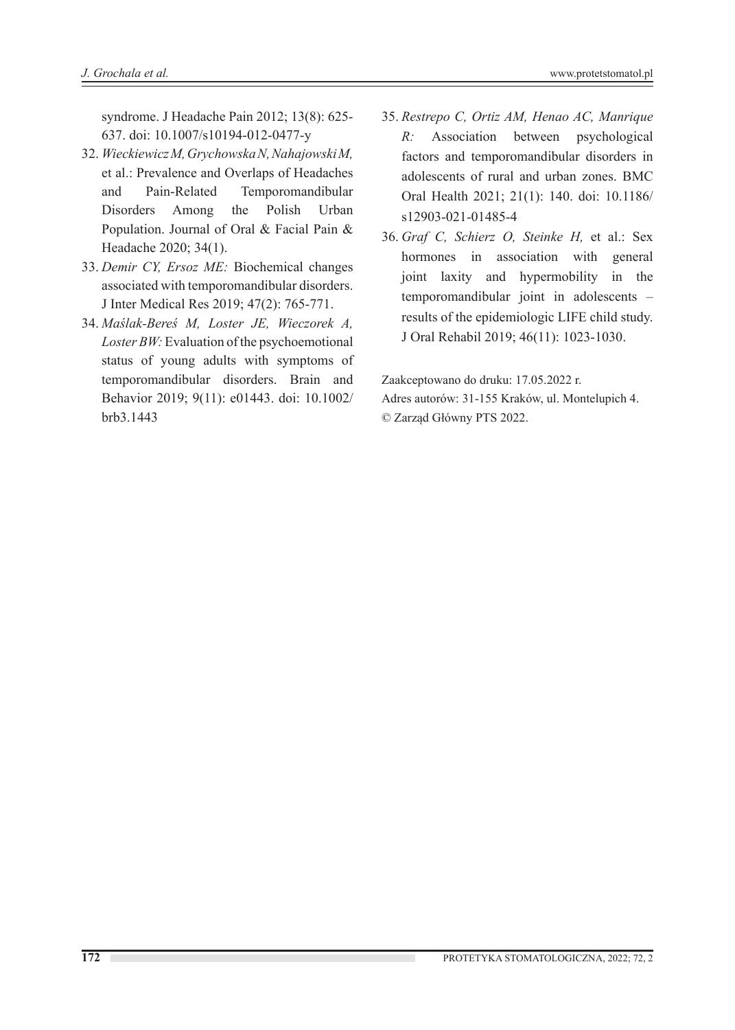syndrome. J Headache Pain 2012; 13(8): 625-637. doi: 10.1007/s10194-012-0477-y

32. *Wieckiewicz M, Grychowska N, Nahajowski M,* et al.: Prevalence and Overlaps of Headaches and Pain-Related Temporomandibular Disorders Among the Polish Urban Population. Journal of Oral & Facial Pain & Headache 2020; 34(1).
33. *Demir CY, Ersoz ME:* Biochemical changes associated with temporomandibular disorders. J Inter Medical Res 2019; 47(2): 765-771.
34. *Maślak-Bereś M, Loster JE, Wieczorek A, Loster BW:* Evaluation of the psychoemotional status of young adults with symptoms of temporomandibular disorders. Brain and Behavior 2019; 9(11): e01443. doi: 10.1002/brb3.1443
35. *Restrepo C, Ortiz AM, Henao AC, Manrique R:* Association between psychological factors and temporomandibular disorders in adolescents of rural and urban zones. BMC Oral Health 2021; 21(1): 140. doi: 10.1186/s12903-021-01485-4
36. *Graf C, Schierz O, Steinke H,* et al.: Sex hormones in association with general joint laxity and hypermobility in the temporomandibular joint in adolescents – results of the epidemiologic LIFE child study. J Oral Rehabil 2019; 46(11): 1023-1030.

Zaakceptowano do druku: 17.05.2022 r.

Adres autorów: 31-155 Kraków, ul. Montelupich 4.

© Zarząd Główny PTS 2022.